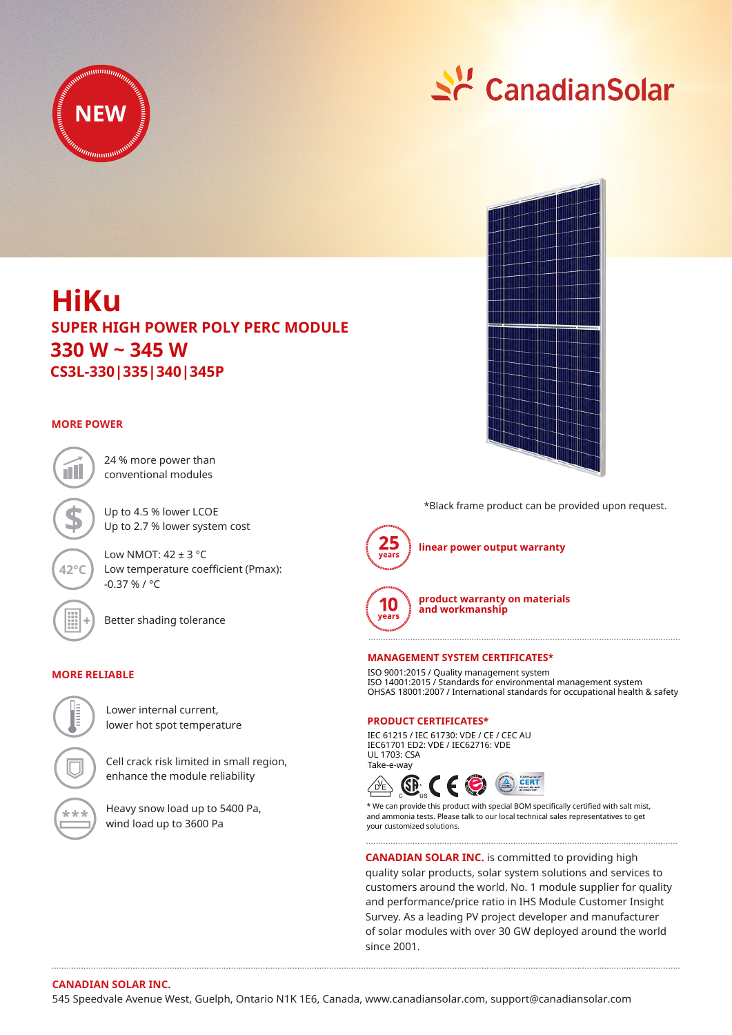NEW

CanadianSolar

# HiKu

## SUPER HIGH POWER POLY PERC MODULE

## 330 W ~ 345 W

## CS3L-330|335|340|345P

### MORE POWER

24 % more power than conventional modules

Up to 4.5 % lower LCOE
Up to 2.7 % lower system cost

Low NMOT: 42 ± 3 °C
Low temperature coefficient (Pmax): -0.37 % / °C

Better shading tolerance

### MORE RELIABLE

Lower internal current, lower hot spot temperature

Cell crack risk limited in small region, enhance the module reliability

Heavy snow load up to 5400 Pa, wind load up to 3600 Pa

*Black frame product can be provided upon request.

**25 years** linear power output warranty

**10 years** product warranty on materials and workmanship

### MANAGEMENT SYSTEM CERTIFICATES*

ISO 9001:2015 / Quality management system
ISO 14001:2015 / Standards for environmental management system
OHSAS 18001:2007 / International standards for occupational health & safety

### PRODUCT CERTIFICATES*

IEC 61215 / IEC 61730: VDE / CE / CEC AU
IEC61701 ED2: VDE / IEC62716: VDE
UL 1703: CSA
Take-e-way

* We can provide this product with special BOM specifically certified with salt mist, and ammonia tests. Please talk to our local technical sales representatives to get your customized solutions.

**CANADIAN SOLAR INC.** is committed to providing high quality solar products, solar system solutions and services to customers around the world. No. 1 module supplier for quality and performance/price ratio in IHS Module Customer Insight Survey. As a leading PV project developer and manufacturer of solar modules with over 30 GW deployed around the world since 2001.

**CANADIAN SOLAR INC.**
545 Speedvale Avenue West, Guelph, Ontario N1K 1E6, Canada, www.canadiansolar.com, support@canadiansolar.com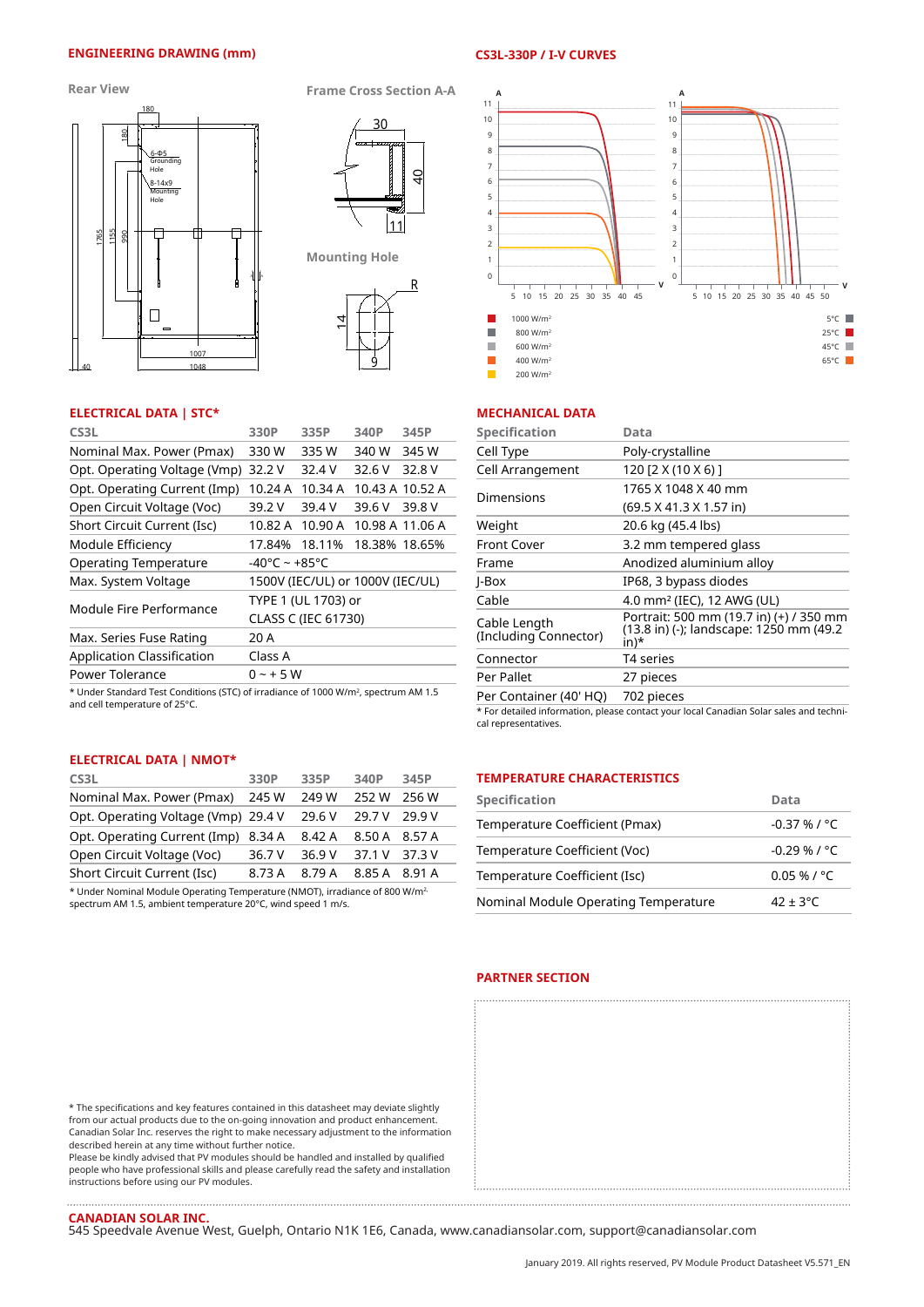## ENGINEERING DRAWING (mm)

Rear View

180

180

6-Φ5
Grounding
Hole

8-14x9
Mounting
Hole

1765

1155

990

40

1007

1048

Frame Cross Section A-A

30

40

11

Mounting Hole

R

14

9

## CS3L-330P / I-V CURVES

A

11
10
9
8
7
6
5
4
3
2
1
0

5 10 15 20 25 30 35 40 45 V

5 10 15 20 25 30 35 40 45 50 V

1000 W/m²
800 W/m²
600 W/m²
400 W/m²
200 W/m²

5°C
25°C
45°C
65°C

## ELECTRICAL DATA | STC*

| CS3L | 330P | 335P | 340P | 345P |
|---|---|---|---|---|
| Nominal Max. Power (Pmax) | 330 W | 335 W | 340 W | 345 W |
| Opt. Operating Voltage (Vmp) | 32.2 V | 32.4 V | 32.6 V | 32.8 V |
| Opt. Operating Current (Imp) | 10.24 A | 10.34 A | 10.43 A | 10.52 A |
| Open Circuit Voltage (Voc) | 39.2 V | 39.4 V | 39.6 V | 39.8 V |
| Short Circuit Current (Isc) | 10.82 A | 10.90 A | 10.98 A | 11.06 A |
| Module Efficiency | 17.84% | 18.11% | 18.38% | 18.65% |
| Operating Temperature | -40°C ~ +85°C | | | |
| Max. System Voltage | 1500V (IEC/UL) or 1000V (IEC/UL) | | | |
| Module Fire Performance | TYPE 1 (UL 1703) or CLASS C (IEC 61730) | | | |
| Max. Series Fuse Rating | 20 A | | | |
| Application Classification | Class A | | | |
| Power Tolerance | 0 ~ + 5 W | | | |

* Under Standard Test Conditions (STC) of irradiance of 1000 W/m², spectrum AM 1.5 and cell temperature of 25°C.

## ELECTRICAL DATA | NMOT*

| CS3L | 330P | 335P | 340P | 345P |
|---|---|---|---|---|
| Nominal Max. Power (Pmax) | 245 W | 249 W | 252 W | 256 W |
| Opt. Operating Voltage (Vmp) | 29.4 V | 29.6 V | 29.7 V | 29.9 V |
| Opt. Operating Current (Imp) | 8.34 A | 8.42 A | 8.50 A | 8.57 A |
| Open Circuit Voltage (Voc) | 36.7 V | 36.9 V | 37.1 V | 37.3 V |
| Short Circuit Current (Isc) | 8.73 A | 8.79 A | 8.85 A | 8.91 A |

* Under Nominal Module Operating Temperature (NMOT), irradiance of 800 W/m², spectrum AM 1.5, ambient temperature 20°C, wind speed 1 m/s.

## MECHANICAL DATA

| Specification | Data |
|---|---|
| Cell Type | Poly-crystalline |
| Cell Arrangement | 120 [2 X (10 X 6) ] |
| Dimensions | 1765 X 1048 X 40 mm (69.5 X 41.3 X 1.57 in) |
| Weight | 20.6 kg (45.4 lbs) |
| Front Cover | 3.2 mm tempered glass |
| Frame | Anodized aluminium alloy |
| J-Box | IP68, 3 bypass diodes |
| Cable | 4.0 mm² (IEC), 12 AWG (UL) |
| Cable Length (Including Connector) | Portrait: 500 mm (19.7 in) (+) / 350 mm (13.8 in) (-); landscape: 1250 mm (49.2 in)* |
| Connector | T4 series |
| Per Pallet | 27 pieces |
| Per Container (40' HQ) | 702 pieces |

* For detailed information, please contact your local Canadian Solar sales and technical representatives.

## TEMPERATURE CHARACTERISTICS

| Specification | Data |
|---|---|
| Temperature Coefficient (Pmax) | -0.37 % / °C |
| Temperature Coefficient (Voc) | -0.29 % / °C |
| Temperature Coefficient (Isc) | 0.05 % / °C |
| Nominal Module Operating Temperature | 42 ± 3°C |

## PARTNER SECTION

* The specifications and key features contained in this datasheet may deviate slightly from our actual products due to the on-going innovation and product enhancement. Canadian Solar Inc. reserves the right to make necessary adjustment to the information described herein at any time without further notice.
Please be kindly advised that PV modules should be handled and installed by qualified people who have professional skills and please carefully read the safety and installation instructions before using our PV modules.

**CANADIAN SOLAR INC.**
545 Speedvale Avenue West, Guelph, Ontario N1K 1E6, Canada, www.canadiansolar.com, support@canadiansolar.com

January 2019. All rights reserved, PV Module Product Datasheet V5.571_EN